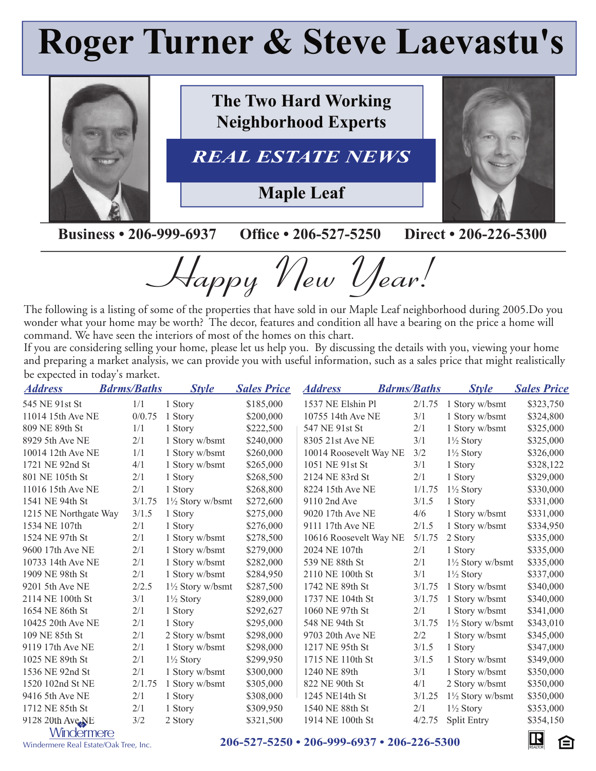# Roger Turner & Steve Laevastu's

## The Two Hard Working Neighborhood Experts

## *REAL ESTATE NEWS*

## Maple Leaf

**Business • 206-999-6937 Office • 206-527-5250 Direct • 206-226-5300**

# *Happy New Year!*

The following is a listing of some of the properties that have sold in our Maple Leaf neighborhood during 2005.Do you wonder what your home may be worth? The decor, features and condition all have a bearing on the price a home will command. We have seen the interiors of most of the homes on this chart.

If you are considering selling your home, please let us help you. By discussing the details with you, viewing your home and preparing a market analysis, we can provide you with useful information, such as a sales price that might realistically be expected in today's market.

| Address | Bdrms/Baths | Style | Sales Price |
|---|---|---|---|
| 545 NE 91st St | 1/1 | 1 Story | $185,000 |
| 11014 15th Ave NE | 0/0.75 | 1 Story | $200,000 |
| 809 NE 89th St | 1/1 | 1 Story | $222,500 |
| 8929 5th Ave NE | 2/1 | 1 Story w/bsmt | $240,000 |
| 10014 12th Ave NE | 1/1 | 1 Story w/bsmt | $260,000 |
| 1721 NE 92nd St | 4/1 | 1 Story w/bsmt | $265,000 |
| 801 NE 105th St | 2/1 | 1 Story | $268,500 |
| 11016 15th Ave NE | 2/1 | 1 Story | $268,800 |
| 1541 NE 94th St | 3/1.75 | 1½ Story w/bsmt | $272,600 |
| 1215 NE Northgate Way | 3/1.5 | 1 Story | $275,000 |
| 1534 NE 107th | 2/1 | 1 Story | $276,000 |
| 1524 NE 97th St | 2/1 | 1 Story w/bsmt | $278,500 |
| 9600 17th Ave NE | 2/1 | 1 Story w/bsmt | $279,000 |
| 10733 14th Ave NE | 2/1 | 1 Story w/bsmt | $282,000 |
| 1909 NE 98th St | 2/1 | 1 Story w/bsmt | $284,950 |
| 9201 5th Ave NE | 2/2.5 | 1½ Story w/bsmt | $287,500 |
| 2114 NE 100th St | 3/1 | 1½ Story | $289,000 |
| 1654 NE 86th St | 2/1 | 1 Story | $292,627 |
| 10425 20th Ave NE | 2/1 | 1 Story | $295,000 |
| 109 NE 85th St | 2/1 | 2 Story w/bsmt | $298,000 |
| 9119 17th Ave NE | 2/1 | 1 Story w/bsmt | $298,000 |
| 1025 NE 89th St | 2/1 | 1½ Story | $299,950 |
| 1536 NE 92nd St | 2/1 | 1 Story w/bsmt | $300,000 |
| 1520 102nd St NE | 2/1.75 | 1 Story w/bsmt | $305,000 |
| 9416 5th Ave NE | 2/1 | 1 Story | $308,000 |
| 1712 NE 85th St | 2/1 | 1 Story | $309,950 |
| 9128 20th Ave NE | 3/2 | 2 Story | $321,500 |
| 1537 NE Elshin Pl | 2/1.75 | 1 Story w/bsmt | $323,750 |
| 10755 14th Ave NE | 3/1 | 1 Story w/bsmt | $324,800 |
| 547 NE 91st St | 2/1 | 1 Story w/bsmt | $325,000 |
| 8305 21st Ave NE | 3/1 | 1½ Story | $325,000 |
| 10014 Roosevelt Way NE | 3/2 | 1½ Story | $326,000 |
| 1051 NE 91st St | 3/1 | 1 Story | $328,122 |
| 2124 NE 83rd St | 2/1 | 1 Story | $329,000 |
| 8224 15th Ave NE | 1/1.75 | 1½ Story | $330,000 |
| 9110 2nd Ave | 3/1.5 | 1 Story | $331,000 |
| 9020 17th Ave NE | 4/6 | 1 Story w/bsmt | $331,000 |
| 9111 17th Ave NE | 2/1.5 | 1 Story w/bsmt | $334,950 |
| 10616 Roosevelt Way NE | 5/1.75 | 2 Story | $335,000 |
| 2024 NE 107th | 2/1 | 1 Story | $335,000 |
| 539 NE 88th St | 2/1 | 1½ Story w/bsmt | $335,000 |
| 2110 NE 100th St | 3/1 | 1½ Story | $337,000 |
| 1742 NE 89th St | 3/1.75 | 1 Story w/bsmt | $340,000 |
| 1737 NE 104th St | 3/1.75 | 1 Story w/bsmt | $340,000 |
| 1060 NE 97th St | 2/1 | 1 Story w/bsmt | $341,000 |
| 548 NE 94th St | 3/1.75 | 1½ Story w/bsmt | $343,010 |
| 9703 20th Ave NE | 2/2 | 1 Story w/bsmt | $345,000 |
| 1217 NE 95th St | 3/1.5 | 1 Story | $347,000 |
| 1715 NE 110th St | 3/1.5 | 1 Story w/bsmt | $349,000 |
| 1240 NE 89th | 3/1 | 1 Story w/bsmt | $350,000 |
| 822 NE 90th St | 4/1 | 2 Story w/bsmt | $350,000 |
| 1245 NE14th St | 3/1.25 | 1½ Story w/bsmt | $350,000 |
| 1540 NE 88th St | 2/1 | 1½ Story | $353,000 |
| 1914 NE 100th St | 4/2.75 | Split Entry | $354,150 |

Windermere
Windermere Real Estate/Oak Tree, Inc.

**206-527-5250 • 206-999-6937 • 206-226-5300**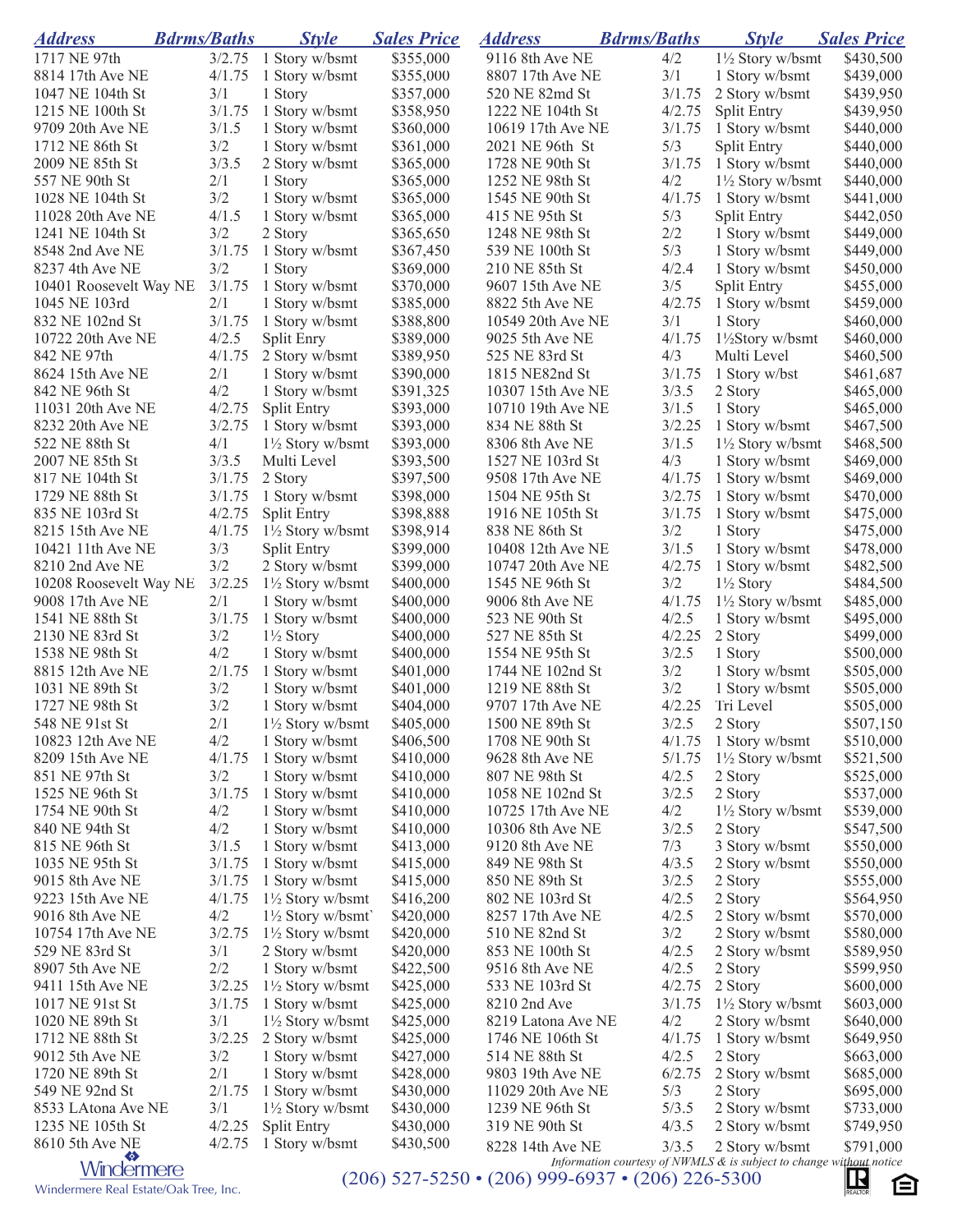| Address | Bdrms/Baths | Style | Sales Price |
|---|---|---|---|
| 1717 NE 97th | 3/2.75 | 1 Story w/bsmt | $355,000 |
| 8814 17th Ave NE | 4/1.75 | 1 Story w/bsmt | $355,000 |
| 1047 NE 104th St | 3/1 | 1 Story | $357,000 |
| 1215 NE 100th St | 3/1.75 | 1 Story w/bsmt | $358,950 |
| 9709 20th Ave NE | 3/1.5 | 1 Story w/bsmt | $360,000 |
| 1712 NE 86th St | 3/2 | 1 Story w/bsmt | $361,000 |
| 2009 NE 85th St | 3/3.5 | 2 Story w/bsmt | $365,000 |
| 557 NE 90th St | 2/1 | 1 Story | $365,000 |
| 1028 NE 104th St | 3/2 | 1 Story w/bsmt | $365,000 |
| 11028 20th Ave NE | 4/1.5 | 1 Story w/bsmt | $365,000 |
| 1241 NE 104th St | 3/2 | 2 Story | $365,650 |
| 8548 2nd Ave NE | 3/1.75 | 1 Story w/bsmt | $367,450 |
| 8237 4th Ave NE | 3/2 | 1 Story | $369,000 |
| 10401 Roosevelt Way NE | 3/1.75 | 1 Story w/bsmt | $370,000 |
| 1045 NE 103rd | 2/1 | 1 Story w/bsmt | $385,000 |
| 832 NE 102nd St | 3/1.75 | 1 Story w/bsmt | $388,800 |
| 10722 20th Ave NE | 4/2.5 | Split Enry | $389,000 |
| 842 NE 97th | 4/1.75 | 2 Story w/bsmt | $389,950 |
| 8624 15th Ave NE | 2/1 | 1 Story w/bsmt | $390,000 |
| 842 NE 96th St | 4/2 | 1 Story w/bsmt | $391,325 |
| 11031 20th Ave NE | 4/2.75 | Split Entry | $393,000 |
| 8232 20th Ave NE | 3/2.75 | 1 Story w/bsmt | $393,000 |
| 522 NE 88th St | 4/1 | 1½ Story w/bsmt | $393,000 |
| 2007 NE 85th St | 3/3.5 | Multi Level | $393,500 |
| 817 NE 104th St | 3/1.75 | 2 Story | $397,500 |
| 1729 NE 88th St | 3/1.75 | 1 Story w/bsmt | $398,000 |
| 835 NE 103rd St | 4/2.75 | Split Entry | $398,888 |
| 8215 15th Ave NE | 4/1.75 | 1½ Story w/bsmt | $398,914 |
| 10421 11th Ave NE | 3/3 | Split Entry | $399,000 |
| 8210 2nd Ave NE | 3/2 | 2 Story w/bsmt | $399,000 |
| 10208 Roosevelt Way NE | 3/2.25 | 1½ Story w/bsmt | $400,000 |
| 9008 17th Ave NE | 2/1 | 1 Story w/bsmt | $400,000 |
| 1541 NE 88th St | 3/1.75 | 1 Story w/bsmt | $400,000 |
| 2130 NE 83rd St | 3/2 | 1½ Story | $400,000 |
| 1538 NE 98th St | 4/2 | 1 Story w/bsmt | $400,000 |
| 8815 12th Ave NE | 2/1.75 | 1 Story w/bsmt | $401,000 |
| 1031 NE 89th St | 3/2 | 1 Story w/bsmt | $401,000 |
| 1727 NE 98th St | 3/2 | 1 Story w/bsmt | $404,000 |
| 548 NE 91st St | 2/1 | 1½ Story w/bsmt | $405,000 |
| 10823 12th Ave NE | 4/2 | 1 Story w/bsmt | $406,500 |
| 8209 15th Ave NE | 4/1.75 | 1 Story w/bsmt | $410,000 |
| 851 NE 97th St | 3/2 | 1 Story w/bsmt | $410,000 |
| 1525 NE 96th St | 3/1.75 | 1 Story w/bsmt | $410,000 |
| 1754 NE 90th St | 4/2 | 1 Story w/bsmt | $410,000 |
| 840 NE 94th St | 4/2 | 1 Story w/bsmt | $410,000 |
| 815 NE 96th St | 3/1.5 | 1 Story w/bsmt | $413,000 |
| 1035 NE 95th St | 3/1.75 | 1 Story w/bsmt | $415,000 |
| 9015 8th Ave NE | 3/1.75 | 1 Story w/bsmt | $415,000 |
| 9223 15th Ave NE | 4/1.75 | 1½ Story w/bsmt | $416,200 |
| 9016 8th Ave NE | 4/2 | 1½ Story w/bsmt` | $420,000 |
| 10754 17th Ave NE | 3/2.75 | 1½ Story w/bsmt | $420,000 |
| 529 NE 83rd St | 3/1 | 2 Story w/bsmt | $420,000 |
| 8907 5th Ave NE | 2/2 | 1 Story w/bsmt | $422,500 |
| 9411 15th Ave NE | 3/2.25 | 1½ Story w/bsmt | $425,000 |
| 1017 NE 91st St | 3/1.75 | 1 Story w/bsmt | $425,000 |
| 1020 NE 89th St | 3/1 | 1½ Story w/bsmt | $425,000 |
| 1712 NE 88th St | 3/2.25 | 2 Story w/bsmt | $425,000 |
| 9012 5th Ave NE | 3/2 | 1 Story w/bsmt | $427,000 |
| 1720 NE 89th St | 2/1 | 1 Story w/bsmt | $428,000 |
| 549 NE 92nd St | 2/1.75 | 1 Story w/bsmt | $430,000 |
| 8533 LAtona Ave NE | 3/1 | 1½ Story w/bsmt | $430,000 |
| 1235 NE 105th St | 4/2.25 | Split Entry | $430,000 |
| 8610 5th Ave NE | 4/2.75 | 1 Story w/bsmt | $430,500 |
| 9116 8th Ave NE | 4/2 | 1½ Story w/bsmt | $430,500 |
| 8807 17th Ave NE | 3/1 | 1 Story w/bsmt | $439,000 |
| 520 NE 82nd St | 3/1.75 | 2 Story w/bsmt | $439,950 |
| 1222 NE 104th St | 4/2.75 | Split Entry | $439,950 |
| 10619 17th Ave NE | 3/1.75 | 1 Story w/bsmt | $440,000 |
| 2021 NE 96th St | 5/3 | Split Entry | $440,000 |
| 1728 NE 90th St | 3/1.75 | 1 Story w/bsmt | $440,000 |
| 1252 NE 98th St | 4/2 | 1½ Story w/bsmt | $440,000 |
| 1545 NE 90th St | 4/1.75 | 1 Story w/bsmt | $441,000 |
| 415 NE 95th St | 5/3 | Split Entry | $442,050 |
| 1248 NE 98th St | 2/2 | 1 Story w/bsmt | $449,000 |
| 539 NE 100th St | 5/3 | 1 Story w/bsmt | $449,000 |
| 210 NE 85th St | 4/2.4 | 1 Story w/bsmt | $450,000 |
| 9607 15th Ave NE | 3/5 | Split Entry | $455,000 |
| 8822 5th Ave NE | 4/2.75 | 1 Story w/bsmt | $459,000 |
| 10549 20th Ave NE | 3/1 | 1 Story | $460,000 |
| 9025 5th Ave NE | 4/1.75 | 1½Story w/bsmt | $460,000 |
| 525 NE 83rd St | 4/3 | Multi Level | $460,500 |
| 1815 NE82nd St | 3/1.75 | 1 Story w/bst | $461,687 |
| 10307 15th Ave NE | 3/3.5 | 2 Story | $465,000 |
| 10710 19th Ave NE | 3/1.5 | 1 Story | $465,000 |
| 834 NE 88th St | 3/2.25 | 1 Story w/bsmt | $467,500 |
| 8306 8th Ave NE | 3/1.5 | 1½ Story w/bsmt | $468,500 |
| 1527 NE 103rd St | 4/3 | 1 Story w/bsmt | $469,000 |
| 9508 17th Ave NE | 4/1.75 | 1 Story w/bsmt | $469,000 |
| 1504 NE 95th St | 3/2.75 | 1 Story w/bsmt | $470,000 |
| 1916 NE 105th St | 3/1.75 | 1 Story w/bsmt | $475,000 |
| 838 NE 86th St | 3/2 | 1 Story | $475,000 |
| 10408 12th Ave NE | 3/1.5 | 1 Story w/bsmt | $478,000 |
| 10747 20th Ave NE | 4/2.75 | 1 Story w/bsmt | $482,500 |
| 1545 NE 96th St | 3/2 | 1½ Story | $484,500 |
| 9006 8th Ave NE | 4/1.75 | 1½ Story w/bsmt | $485,000 |
| 523 NE 90th St | 4/2.5 | 1 Story w/bsmt | $495,000 |
| 527 NE 85th St | 4/2.25 | 2 Story | $499,000 |
| 1554 NE 95th St | 3/2.5 | 1 Story | $500,000 |
| 1744 NE 102nd St | 3/2 | 1 Story w/bsmt | $505,000 |
| 1219 NE 88th St | 3/2 | 1 Story w/bsmt | $505,000 |
| 9707 17th Ave NE | 4/2.25 | Tri Level | $505,000 |
| 1500 NE 89th St | 3/2.5 | 2 Story | $507,150 |
| 1708 NE 90th St | 4/1.75 | 1 Story w/bsmt | $510,000 |
| 9628 8th Ave NE | 5/1.75 | 1½ Story w/bsmt | $521,500 |
| 807 NE 98th St | 4/2.5 | 2 Story | $525,000 |
| 1058 NE 102nd St | 3/2.5 | 2 Story | $537,000 |
| 10725 17th Ave NE | 4/2 | 1½ Story w/bsmt | $539,000 |
| 10306 8th Ave NE | 3/2.5 | 2 Story | $547,500 |
| 9120 8th Ave NE | 7/3 | 3 Story w/bsmt | $550,000 |
| 849 NE 98th St | 4/3.5 | 2 Story w/bsmt | $550,000 |
| 850 NE 89th St | 3/2.5 | 2 Story | $555,000 |
| 802 NE 103rd St | 4/2.5 | 2 Story | $564,950 |
| 8257 17th Ave NE | 4/2.5 | 2 Story w/bsmt | $570,000 |
| 510 NE 82nd St | 3/2 | 2 Story w/bsmt | $580,000 |
| 853 NE 100th St | 4/2.5 | 2 Story w/bsmt | $589,950 |
| 9516 8th Ave NE | 4/2.5 | 2 Story | $599,950 |
| 533 NE 103rd St | 4/2.75 | 2 Story | $600,000 |
| 8210 2nd Ave | 3/1.75 | 1½ Story w/bsmt | $603,000 |
| 8219 Latona Ave NE | 4/2 | 2 Story w/bsmt | $640,000 |
| 1746 NE 106th St | 4/1.75 | 1 Story w/bsmt | $649,950 |
| 514 NE 88th St | 4/2.5 | 2 Story | $663,000 |
| 9803 19th Ave NE | 6/2.75 | 2 Story w/bsmt | $685,000 |
| 11029 20th Ave NE | 5/3 | 2 Story | $695,000 |
| 1239 NE 96th St | 5/3.5 | 2 Story w/bsmt | $733,000 |
| 319 NE 90th St | 4/3.5 | 2 Story w/bsmt | $749,950 |
| 8228 14th Ave NE | 3/3.5 | 2 Story w/bsmt | $791,000 |

*Information courtesy of NWMLS & is subject to change without notice*

Windermere

Windermere Real Estate/Oak Tree, Inc.

(206) 527-5250 • (206) 999-6937 • (206) 226-5300